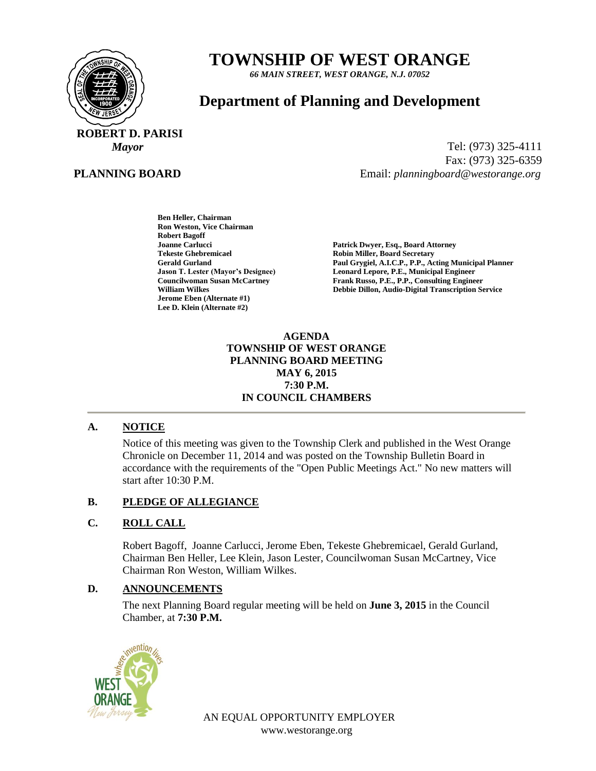# TOWNSHIP OF WEST ORANGE

*66 MAIN STREET, WEST ORANGE, N.J. 07052*

## Department of Planning and Development

**ROBERT D. PARISI**
*Mayor*

**PLANNING BOARD**

Tel: (973) 325-4111
Fax: (973) 325-6359
Email: *planningboard@westorange.org*

**Ben Heller, Chairman**
**Ron Weston, Vice Chairman**
**Robert Bagoff**
**Joanne Carlucci**
**Tekeste Ghebremicael**
**Gerald Gurland**
**Jason T. Lester (Mayor's Designee)**
**Councilwoman Susan McCartney**
**William Wilkes**
**Jerome Eben (Alternate #1)**
**Lee D. Klein (Alternate #2)**

**Patrick Dwyer, Esq., Board Attorney**
**Robin Miller, Board Secretary**
**Paul Grygiel, A.I.C.P., P.P., Acting Municipal Planner**
**Leonard Lepore, P.E., Municipal Engineer**
**Frank Russo, P.E., P.P., Consulting Engineer**
**Debbie Dillon, Audio-Digital Transcription Service**

**AGENDA**
**TOWNSHIP OF WEST ORANGE**
**PLANNING BOARD MEETING**
**MAY 6, 2015**
**7:30 P.M.**
**IN COUNCIL CHAMBERS**

### A. NOTICE

Notice of this meeting was given to the Township Clerk and published in the West Orange Chronicle on December 11, 2014 and was posted on the Township Bulletin Board in accordance with the requirements of the "Open Public Meetings Act." No new matters will start after 10:30 P.M.

### B. PLEDGE OF ALLEGIANCE

### C. ROLL CALL

Robert Bagoff, Joanne Carlucci, Jerome Eben, Tekeste Ghebremicael, Gerald Gurland, Chairman Ben Heller, Lee Klein, Jason Lester, Councilwoman Susan McCartney, Vice Chairman Ron Weston, William Wilkes.

### D. ANNOUNCEMENTS

The next Planning Board regular meeting will be held on **June 3, 2015** in the Council Chamber, at **7:30 P.M.**

AN EQUAL OPPORTUNITY EMPLOYER
www.westorange.org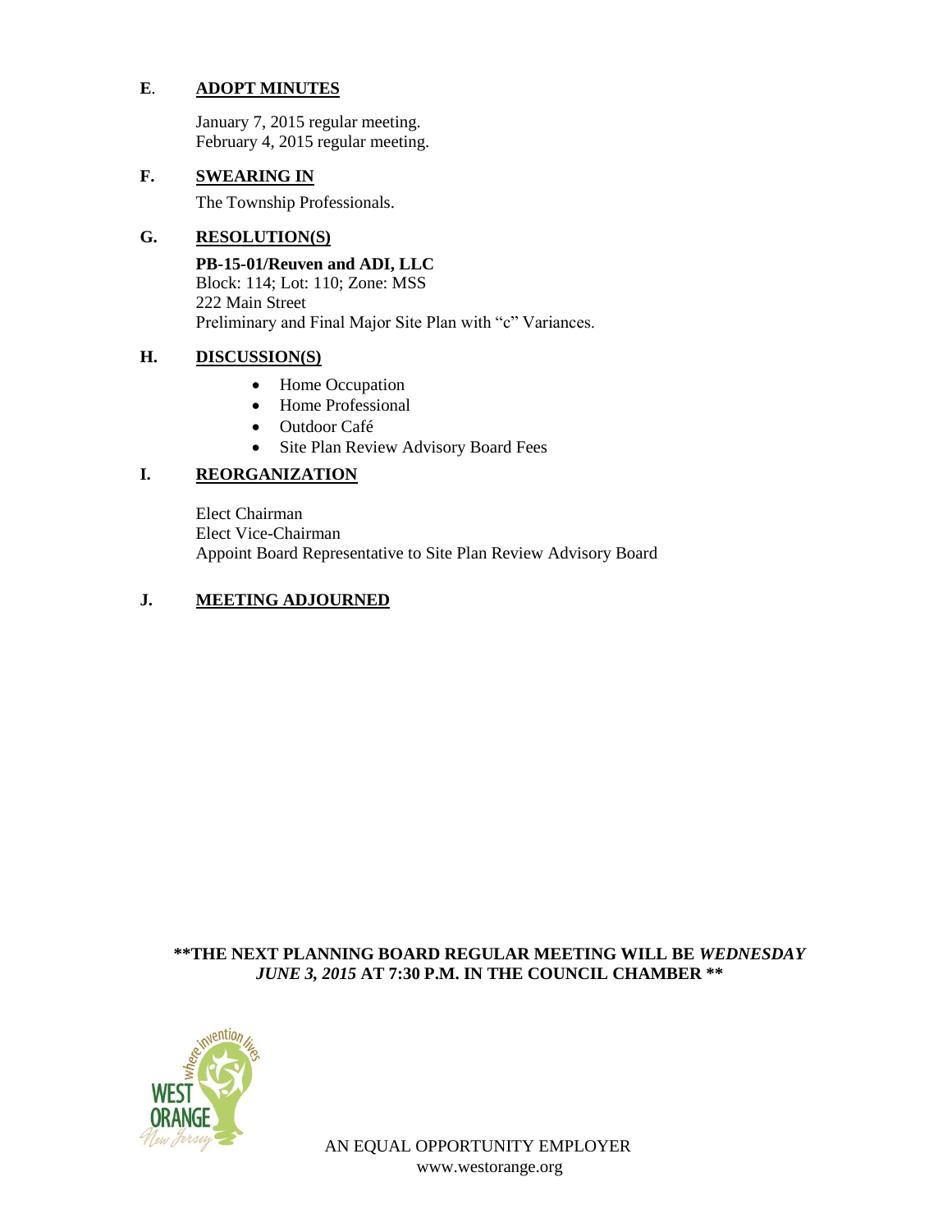## E. <u>ADOPT MINUTES</u>

January 7, 2015 regular meeting.
February 4, 2015 regular meeting.

## F. <u>SWEARING IN</u>

The Township Professionals.

## G. <u>RESOLUTION(S)</u>

**PB-15-01/Reuven and ADI, LLC**
Block: 114; Lot: 110; Zone: MSS
222 Main Street
Preliminary and Final Major Site Plan with "c" Variances.

## H. <u>DISCUSSION(S)</u>

- Home Occupation
- Home Professional
- Outdoor Café
- Site Plan Review Advisory Board Fees

## I. <u>REORGANIZATION</u>

Elect Chairman
Elect Vice-Chairman
Appoint Board Representative to Site Plan Review Advisory Board

## J. <u>MEETING ADJOURNED</u>

**\*\*THE NEXT PLANNING BOARD REGULAR MEETING WILL BE *WEDNESDAY JUNE 3, 2015* AT 7:30 P.M. IN THE COUNCIL CHAMBER \*\***

AN EQUAL OPPORTUNITY EMPLOYER
www.westorange.org